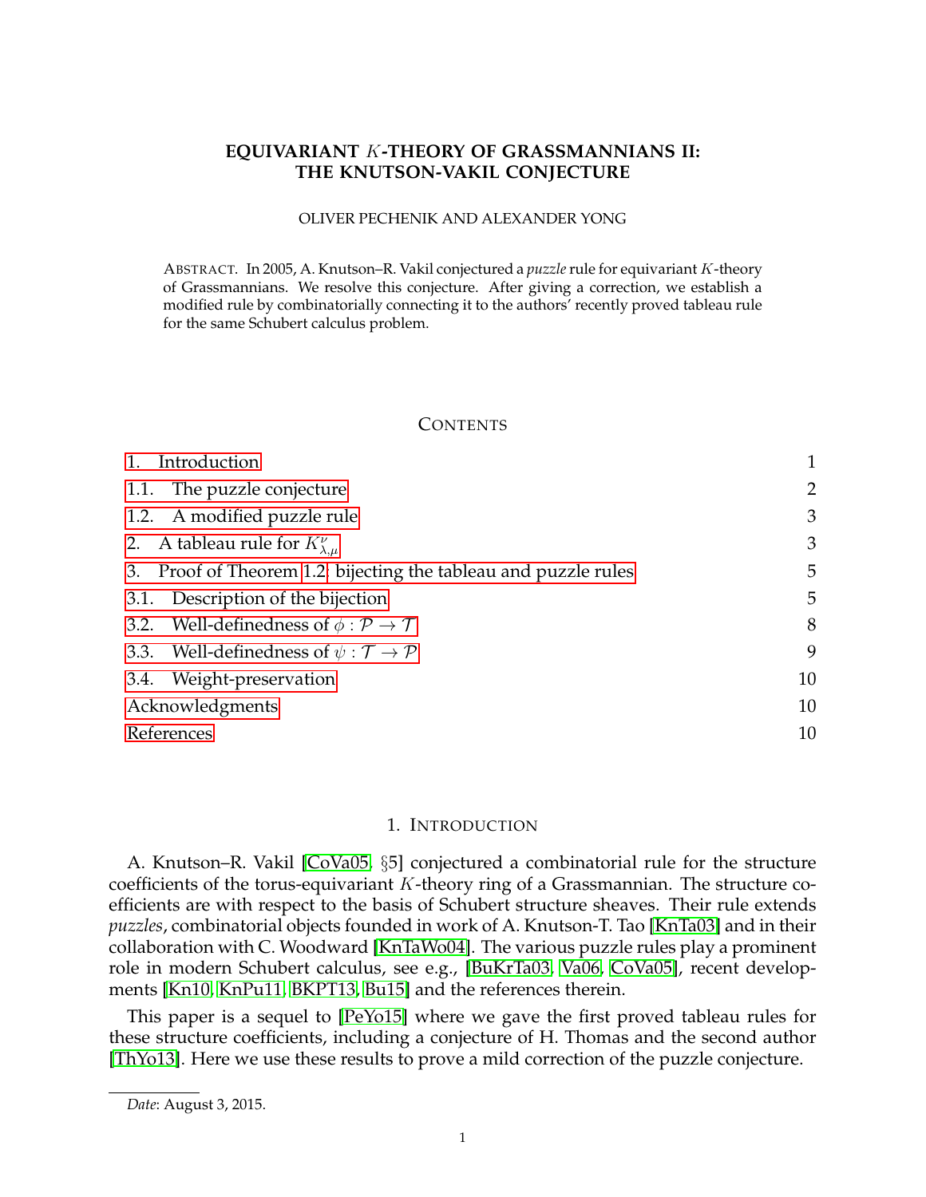# EQUIVARIANT $K$-THEORY OF GRASSMANNIANS II: THE KNUTSON-VAKIL CONJECTURE

OLIVER PECHENIK AND ALEXANDER YONG

ABSTRACT. In 2005, A. Knutson–R. Vakil conjectured a *puzzle* rule for equivariant $K$-theory of Grassmannians. We resolve this conjecture. After giving a correction, we establish a modified rule by combinatorially connecting it to the authors' recently proved tableau rule for the same Schubert calculus problem.

## CONTENTS

| | |
|---|---|
| 1. Introduction | 1 |
| 1.1. The puzzle conjecture | 2 |
| 1.2. A modified puzzle rule | 3 |
| 2. A tableau rule for $K_{\lambda,\mu}^{\nu}$ | 3 |
| 3. Proof of Theorem 1.2: bijecting the tableau and puzzle rules | 5 |
| 3.1. Description of the bijection | 5 |
| 3.2. Well-definedness of $\phi : \mathcal{P} \to \mathcal{T}$ | 8 |
| 3.3. Well-definedness of $\psi : \mathcal{T} \to \mathcal{P}$ | 9 |
| 3.4. Weight-preservation | 10 |
| Acknowledgments | 10 |
| References | 10 |

## 1. INTRODUCTION

A. Knutson–R. Vakil [CoVa05, §5] conjectured a combinatorial rule for the structure coefficients of the torus-equivariant $K$-theory ring of a Grassmannian. The structure coefficients are with respect to the basis of Schubert structure sheaves. Their rule extends *puzzles*, combinatorial objects founded in work of A. Knutson-T. Tao [KnTa03] and in their collaboration with C. Woodward [KnTaWo04]. The various puzzle rules play a prominent role in modern Schubert calculus, see e.g., [BuKrTa03, Va06, CoVa05], recent developments [Kn10, KnPu11, BKPT13, Bu15] and the references therein.

This paper is a sequel to [PeYo15] where we gave the first proved tableau rules for these structure coefficients, including a conjecture of H. Thomas and the second author [ThYo13]. Here we use these results to prove a mild correction of the puzzle conjecture.

*Date*: August 3, 2015.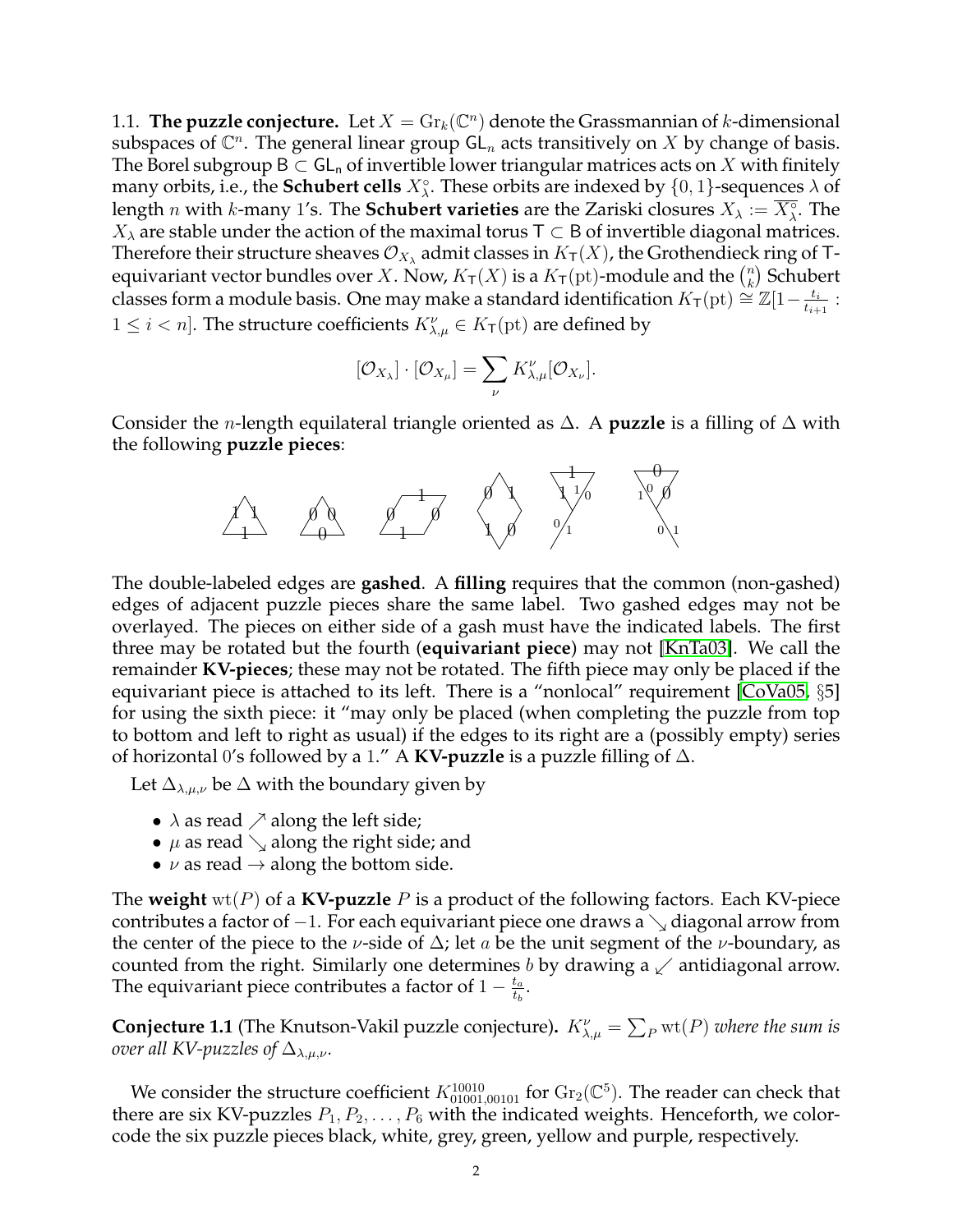1.1. **The puzzle conjecture.** Let $X = \mathrm{Gr}_k(\mathbb{C}^n)$ denote the Grassmannian of $k$-dimensional subspaces of $\mathbb{C}^n$. The general linear group $\mathsf{GL}_n$ acts transitively on $X$ by change of basis. The Borel subgroup $\mathsf{B} \subset \mathsf{GL_n}$ of invertible lower triangular matrices acts on $X$ with finitely many orbits, i.e., the **Schubert cells** $X_\lambda^\circ$. These orbits are indexed by $\{0,1\}$-sequences $\lambda$ of length $n$ with $k$-many 1's. The **Schubert varieties** are the Zariski closures $X_\lambda := \overline{X_\lambda^\circ}$. The $X_\lambda$ are stable under the action of the maximal torus $\mathsf{T} \subset \mathsf{B}$ of invertible diagonal matrices. Therefore their structure sheaves $\mathcal{O}_{X_\lambda}$ admit classes in $K_{\mathsf{T}}(X)$, the Grothendieck ring of $\mathsf{T}$-equivariant vector bundles over $X$. Now, $K_{\mathsf{T}}(X)$ is a $K_{\mathsf{T}}(\mathrm{pt})$-module and the $\binom{n}{k}$ Schubert classes form a module basis. One may make a standard identification $K_{\mathsf{T}}(\mathrm{pt}) \cong \mathbb{Z}[1 - \frac{t_i}{t_{i+1}} : 1 \le i < n]$. The structure coefficients $K_{\lambda,\mu}^{\nu} \in K_{\mathsf{T}}(\mathrm{pt})$ are defined by

$$[\mathcal{O}_{X_\lambda}] \cdot [\mathcal{O}_{X_\mu}] = \sum_\nu K_{\lambda,\mu}^{\nu} [\mathcal{O}_{X_\nu}].$$

Consider the $n$-length equilateral triangle oriented as $\Delta$. A **puzzle** is a filling of $\Delta$ with the following **puzzle pieces**:

The double-labeled edges are **gashed**. A **filling** requires that the common (non-gashed) edges of adjacent puzzle pieces share the same label. Two gashed edges may not be overlayed. The pieces on either side of a gash must have the indicated labels. The first three may be rotated but the fourth (**equivariant piece**) may not [KnTa03]. We call the remainder **KV-pieces**; these may not be rotated. The fifth piece may only be placed if the equivariant piece is attached to its left. There is a "nonlocal" requirement [CoVa05, §5] for using the sixth piece: it "may only be placed (when completing the puzzle from top to bottom and left to right as usual) if the edges to its right are a (possibly empty) series of horizontal 0's followed by a 1." A **KV-puzzle** is a puzzle filling of $\Delta$.

Let $\Delta_{\lambda,\mu,\nu}$ be $\Delta$ with the boundary given by

- $\lambda$ as read $\nearrow$ along the left side;
- $\mu$ as read $\searrow$ along the right side; and
- $\nu$ as read $\rightarrow$ along the bottom side.

The **weight** $\mathrm{wt}(P)$ of a **KV-puzzle** $P$ is a product of the following factors. Each KV-piece contributes a factor of $-1$. For each equivariant piece one draws a $\searrow$ diagonal arrow from the center of the piece to the $\nu$-side of $\Delta$; let $a$ be the unit segment of the $\nu$-boundary, as counted from the right. Similarly one determines $b$ by drawing a $\swarrow$ antidiagonal arrow. The equivariant piece contributes a factor of $1 - \frac{t_a}{t_b}$.

**Conjecture 1.1** (The Knutson-Vakil puzzle conjecture)**.** *$K_{\lambda,\mu}^{\nu} = \sum_P \mathrm{wt}(P)$ where the sum is over all KV-puzzles of $\Delta_{\lambda,\mu,\nu}$.*

We consider the structure coefficient $K_{01001,00101}^{10010}$ for $\mathrm{Gr}_2(\mathbb{C}^5)$. The reader can check that there are six KV-puzzles $P_1, P_2, \ldots, P_6$ with the indicated weights. Henceforth, we color-code the six puzzle pieces black, white, grey, green, yellow and purple, respectively.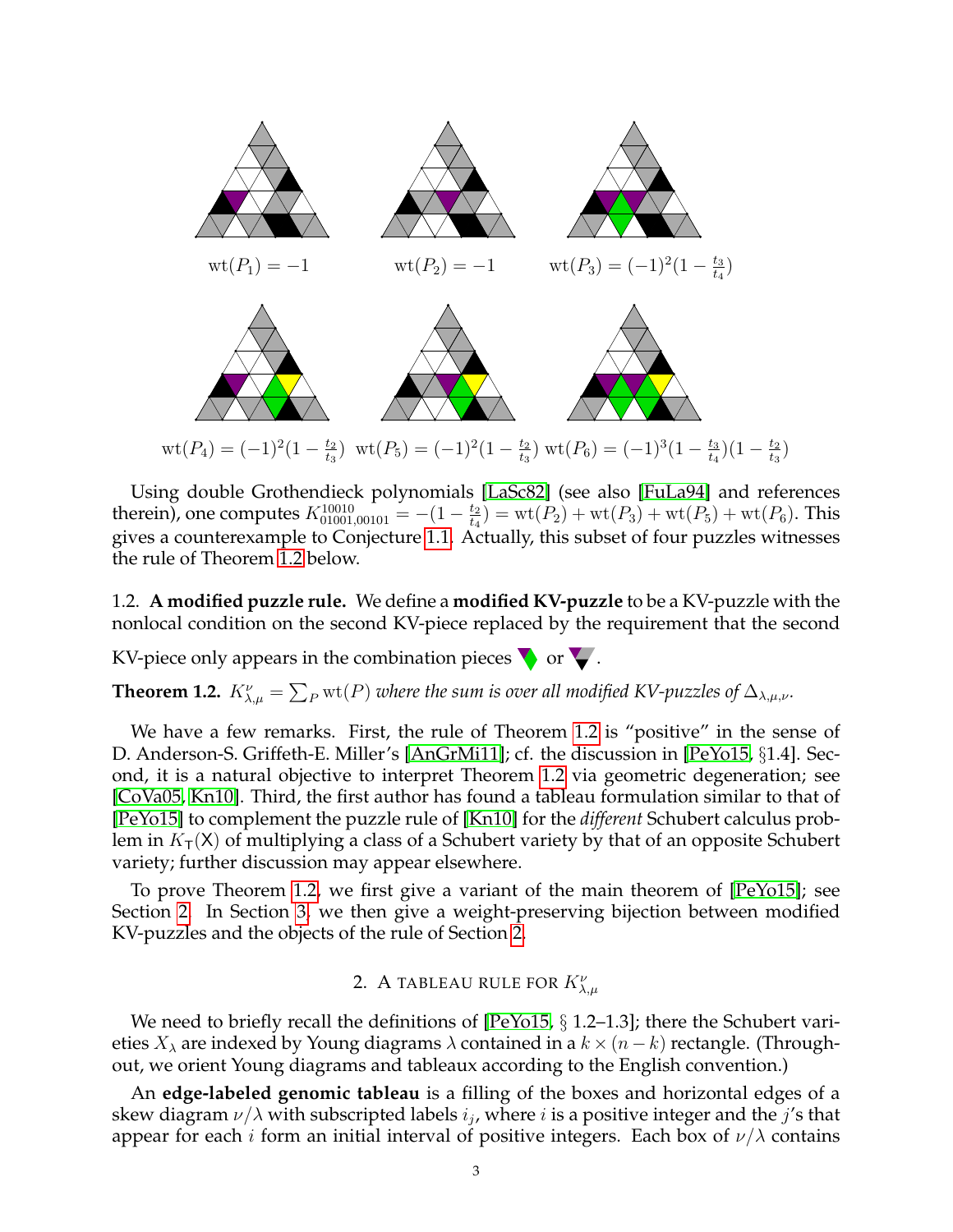$\mathrm{wt}(P_1) = -1$ $\mathrm{wt}(P_2) = -1$ $\mathrm{wt}(P_3) = (-1)^2(1 - \frac{t_3}{t_4})$

$\mathrm{wt}(P_4) = (-1)^2(1 - \frac{t_2}{t_3})$ $\mathrm{wt}(P_5) = (-1)^2(1 - \frac{t_2}{t_3})$ $\mathrm{wt}(P_6) = (-1)^3(1 - \frac{t_3}{t_4})(1 - \frac{t_2}{t_3})$

Using double Grothendieck polynomials [LaSc82] (see also [FuLa94] and references therein), one computes $K_{01001,00101}^{10010} = -(1 - \frac{t_2}{t_4}) = \mathrm{wt}(P_2) + \mathrm{wt}(P_3) + \mathrm{wt}(P_5) + \mathrm{wt}(P_6)$. This gives a counterexample to Conjecture 1.1. Actually, this subset of four puzzles witnesses the rule of Theorem 1.2 below.

1.2. **A modified puzzle rule.** We define a **modified KV-puzzle** to be a KV-puzzle with the nonlocal condition on the second KV-piece replaced by the requirement that the second KV-piece only appears in the combination pieces or .

**Theorem 1.2.** *$K_{\lambda,\mu}^{\nu} = \sum_P \mathrm{wt}(P)$ where the sum is over all modified KV-puzzles of $\Delta_{\lambda,\mu,\nu}$.*

We have a few remarks. First, the rule of Theorem 1.2 is "positive" in the sense of D. Anderson-S. Griffeth-E. Miller's [AnGrMi11]; cf. the discussion in [PeYo15, §1.4]. Second, it is a natural objective to interpret Theorem 1.2 via geometric degeneration; see [CoVa05, Kn10]. Third, the first author has found a tableau formulation similar to that of [PeYo15] to complement the puzzle rule of [Kn10] for the *different* Schubert calculus problem in $K_{\mathsf{T}}(\mathsf{X})$ of multiplying a class of a Schubert variety by that of an opposite Schubert variety; further discussion may appear elsewhere.

To prove Theorem 1.2, we first give a variant of the main theorem of [PeYo15]; see Section 2. In Section 3, we then give a weight-preserving bijection between modified KV-puzzles and the objects of the rule of Section 2.

## 2. A TABLEAU RULE FOR $K_{\lambda,\mu}^{\nu}$

We need to briefly recall the definitions of [PeYo15, § 1.2–1.3]; there the Schubert varieties $X_\lambda$ are indexed by Young diagrams $\lambda$ contained in a $k \times (n-k)$ rectangle. (Throughout, we orient Young diagrams and tableaux according to the English convention.)

An **edge-labeled genomic tableau** is a filling of the boxes and horizontal edges of a skew diagram $\nu/\lambda$ with subscripted labels $i_j$, where $i$ is a positive integer and the $j$'s that appear for each $i$ form an initial interval of positive integers. Each box of $\nu/\lambda$ contains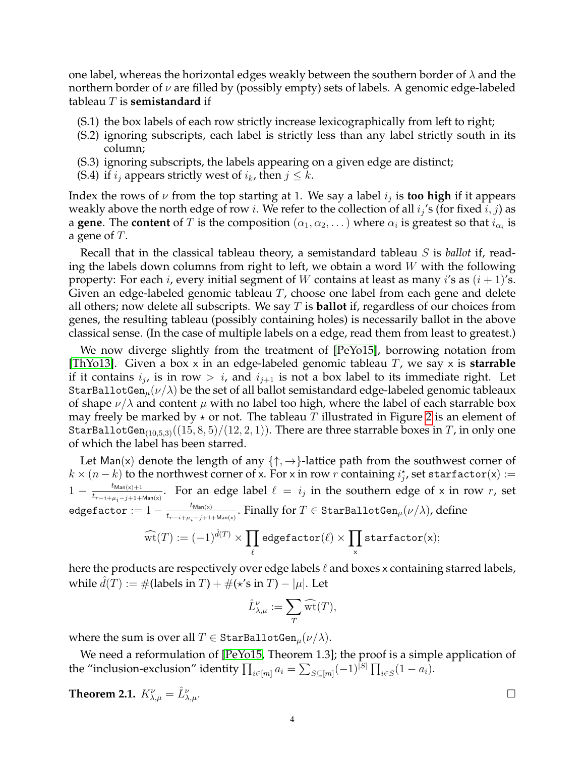one label, whereas the horizontal edges weakly between the southern border of $\lambda$ and the northern border of $\nu$ are filled by (possibly empty) sets of labels. A genomic edge-labeled tableau $T$ is **semistandard** if

- (S.1) the box labels of each row strictly increase lexicographically from left to right;
- (S.2) ignoring subscripts, each label is strictly less than any label strictly south in its column;
- (S.3) ignoring subscripts, the labels appearing on a given edge are distinct;
- (S.4) if $i_j$ appears strictly west of $i_k$, then $j \leq k$.

Index the rows of $\nu$ from the top starting at 1. We say a label $i_j$ is **too high** if it appears weakly above the north edge of row $i$. We refer to the collection of all $i_j$'s (for fixed $i, j$) as a **gene**. The **content** of $T$ is the composition $(\alpha_1, \alpha_2, \dots)$ where $\alpha_i$ is greatest so that $i_{\alpha_i}$ is a gene of $T$.

Recall that in the classical tableau theory, a semistandard tableau $S$ is *ballot* if, reading the labels down columns from right to left, we obtain a word $W$ with the following property: For each $i$, every initial segment of $W$ contains at least as many $i$'s as $(i+1)$'s. Given an edge-labeled genomic tableau $T$, choose one label from each gene and delete all others; now delete all subscripts. We say $T$ is **ballot** if, regardless of our choices from genes, the resulting tableau (possibly containing holes) is necessarily ballot in the above classical sense. (In the case of multiple labels on a edge, read them from least to greatest.)

We now diverge slightly from the treatment of [PeYo15], borrowing notation from [ThYo13]. Given a box $\mathsf{x}$ in an edge-labeled genomic tableau $T$, we say $\mathsf{x}$ is **starrable** if it contains $i_j$, is in row $> i$, and $i_{j+1}$ is not a box label to its immediate right. Let $\mathtt{StarBallotGen}_\mu(\nu/\lambda)$ be the set of all ballot semistandard edge-labeled genomic tableaux of shape $\nu/\lambda$ and content $\mu$ with no label too high, where the label of each starrable box may freely be marked by $\star$ or not. The tableau $T$ illustrated in Figure 2 is an element of $\mathtt{StarBallotGen}_{(10,5,3)}((15,8,5)/(12,2,1))$. There are three starrable boxes in $T$, in only one of which the label has been starred.

Let $\mathsf{Man}(\mathsf{x})$ denote the length of any $\{\uparrow, \rightarrow\}$-lattice path from the southwest corner of $k \times (n-k)$ to the northwest corner of $\mathsf{x}$. For $\mathsf{x}$ in row $r$ containing $i_j^\star$, set $\mathtt{starfactor}(\mathsf{x}) := 1 - \frac{t_{\mathsf{Man}(\mathsf{x})+1}}{t_{r-i+\mu_i-j+1+\mathsf{Man}(\mathsf{x})}}$. For an edge label $\ell = i_j$ in the southern edge of $\mathsf{x}$ in row $r$, set $\mathtt{edgefactor} := 1 - \frac{t_{\mathsf{Man}(\mathsf{x})}}{t_{r-i+\mu_i-j+1+\mathsf{Man}(\mathsf{x})}}$. Finally for $T \in \mathtt{StarBallotGen}_\mu(\nu/\lambda)$, define

$$\widehat{\mathrm{wt}}(T) := (-1)^{\hat{d}(T)} \times \prod_{\ell} \mathtt{edgefactor}(\ell) \times \prod_{\mathsf{x}} \mathtt{starfactor}(\mathsf{x});$$

here the products are respectively over edge labels $\ell$ and boxes $\mathsf{x}$ containing starred labels, while $\hat{d}(T) := \#(\text{labels in } T) + \#(\star\text{'s in } T) - |\mu|$. Let

$$\hat{L}^{\nu}_{\lambda,\mu} := \sum_{T} \widehat{\mathrm{wt}}(T),$$

where the sum is over all $T \in \mathtt{StarBallotGen}_\mu(\nu/\lambda)$.

We need a reformulation of [PeYo15, Theorem 1.3]; the proof is a simple application of the "inclusion-exclusion" identity $\prod_{i \in [m]} a_i = \sum_{S \subseteq [m]} (-1)^{|S|} \prod_{i \in S} (1 - a_i)$.

**Theorem 2.1.** $K^{\nu}_{\lambda,\mu} = \hat{L}^{\nu}_{\lambda,\mu}$. $\square$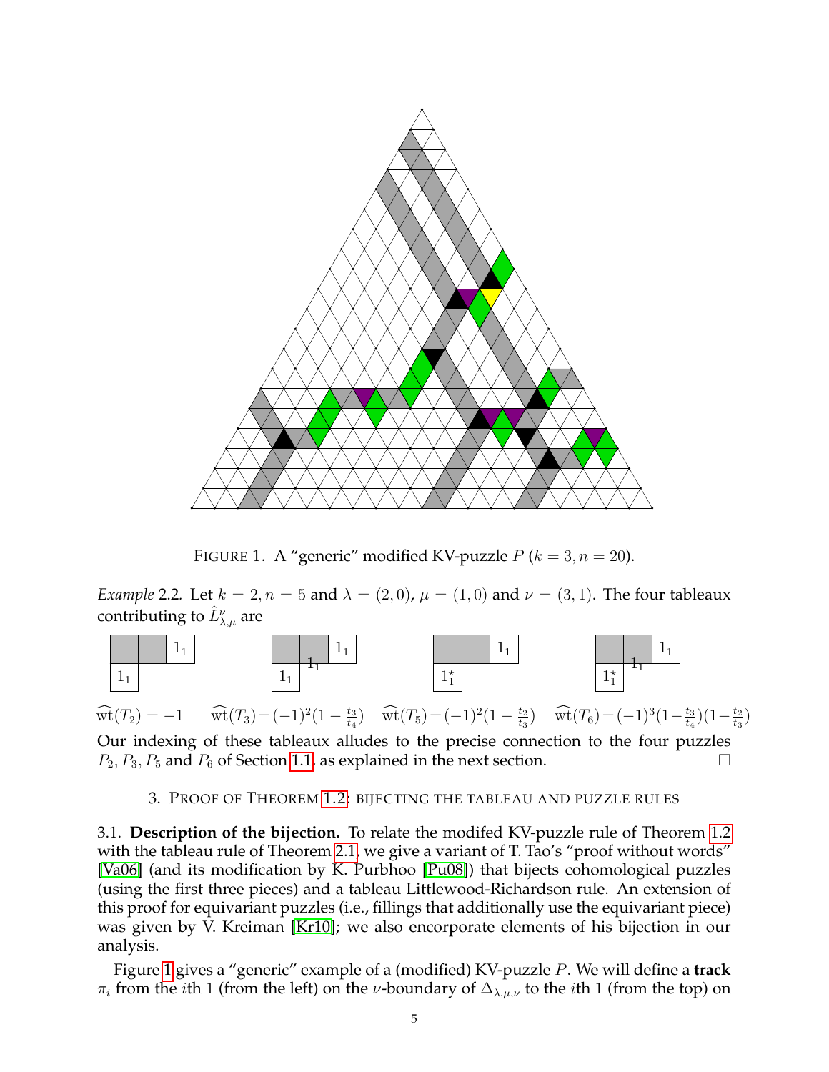FIGURE 1. A "generic" modified KV-puzzle $P$ ($k = 3, n = 20$).

*Example* 2.2. Let $k = 2, n = 5$ and $\lambda = (2, 0)$, $\mu = (1, 0)$ and $\nu = (3, 1)$. The four tableaux contributing to $\hat{L}^{\nu}_{\lambda,\mu}$ are

$\widehat{\mathrm{wt}}(T_2) = -1$ $\quad\widehat{\mathrm{wt}}(T_3) = (-1)^2(1 - \frac{t_3}{t_4})$ $\quad\widehat{\mathrm{wt}}(T_5) = (-1)^2(1 - \frac{t_2}{t_3})$ $\quad\widehat{\mathrm{wt}}(T_6) = (-1)^3(1 - \frac{t_3}{t_4})(1 - \frac{t_2}{t_3})$

Our indexing of these tableaux alludes to the precise connection to the four puzzles $P_2, P_3, P_5$ and $P_6$ of Section 1.1, as explained in the next section. □

## 3. PROOF OF THEOREM 1.2: BIJECTING THE TABLEAU AND PUZZLE RULES

3.1. **Description of the bijection.** To relate the modifed KV-puzzle rule of Theorem 1.2 with the tableau rule of Theorem 2.1, we give a variant of T. Tao's "proof without words" [Va06] (and its modification by K. Purbhoo [Pu08]) that bijects cohomological puzzles (using the first three pieces) and a tableau Littlewood-Richardson rule. An extension of this proof for equivariant puzzles (i.e., fillings that additionally use the equivariant piece) was given by V. Kreiman [Kr10]; we also encorporate elements of his bijection in our analysis.

Figure 1 gives a "generic" example of a (modified) KV-puzzle $P$. We will define a **track** $\pi_i$ from the $i$th 1 (from the left) on the $\nu$-boundary of $\Delta_{\lambda,\mu,\nu}$ to the $i$th 1 (from the top) on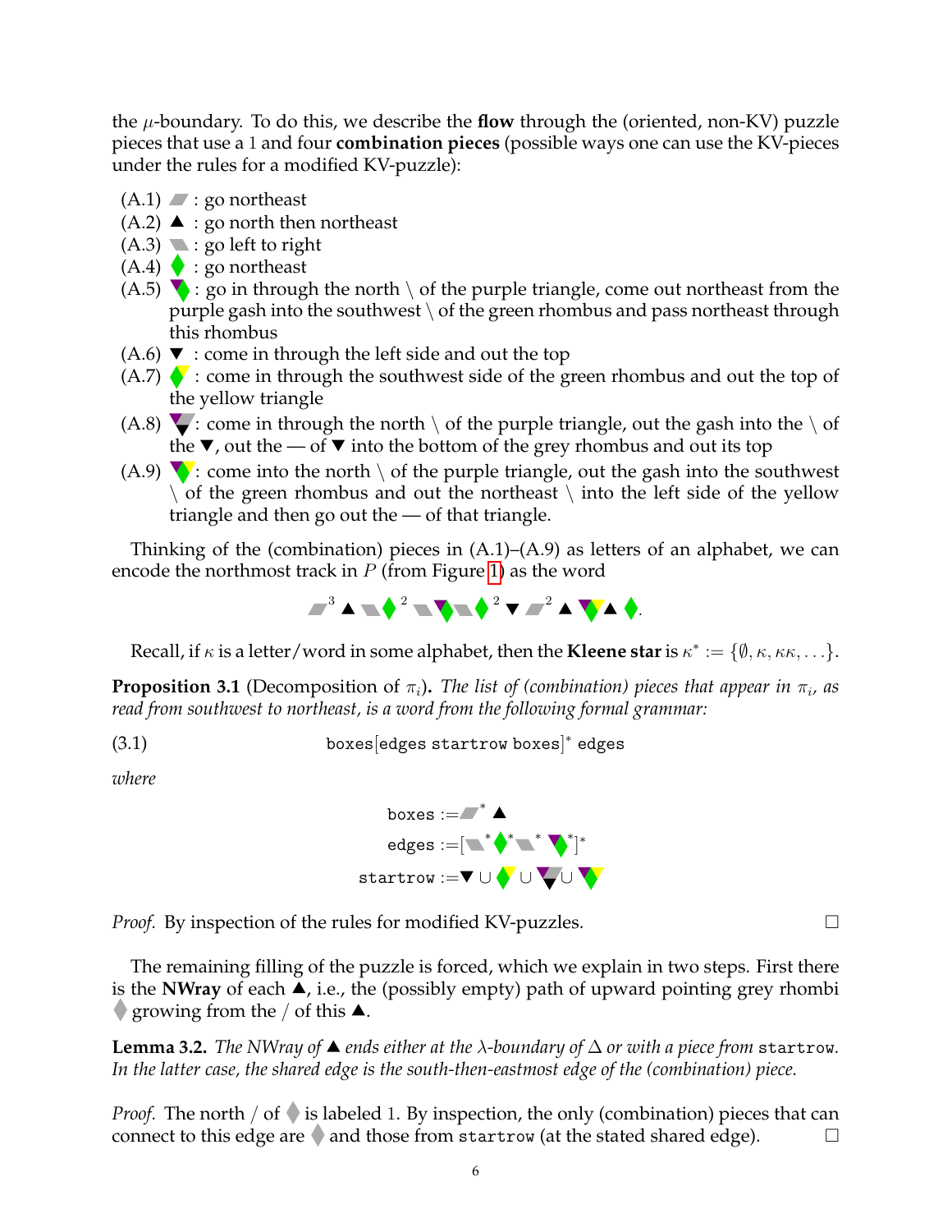the $\mu$-boundary. To do this, we describe the **flow** through the (oriented, non-KV) puzzle pieces that use a 1 and four **combination pieces** (possible ways one can use the KV-pieces under the rules for a modified KV-puzzle):

(A.1) ▰ : go northeast

(A.2) ▲ : go north then northeast

(A.3) ◣ : go left to right

(A.4) ◆ : go northeast

(A.5) ▼◆ : go in through the north \ of the purple triangle, come out northeast from the purple gash into the southwest \ of the green rhombus and pass northeast through this rhombus

(A.6) ▼ : come in through the left side and out the top

(A.7) ◆▼ : come in through the southwest side of the green rhombus and out the top of the yellow triangle

(A.8) ▼▼ : come in through the north \ of the purple triangle, out the gash into the \ of the ▼, out the — of ▼ into the bottom of the grey rhombus and out its top

(A.9) ▼◆▼ : come into the north \ of the purple triangle, out the gash into the southwest \ of the green rhombus and out the northeast \ into the left side of the yellow triangle and then go out the — of that triangle.

Thinking of the (combination) pieces in (A.1)–(A.9) as letters of an alphabet, we can encode the northmost track in $P$ (from Figure 1) as the word

$$▰^3 ▲ ◣ ◆^2 ◣ ▼◆ ◣ ◆^2 ▼ ▰^2 ▲ ▼◆▼ ▲ ◆.$$

Recall, if $\kappa$ is a letter/word in some alphabet, then the **Kleene star** is $\kappa^* := \{\emptyset, \kappa, \kappa\kappa, \ldots\}$.

**Proposition 3.1** (Decomposition of $\pi_i$)**.** *The list of (combination) pieces that appear in $\pi_i$, as read from southwest to northeast, is a word from the following formal grammar:*

$$\texttt{boxes}[\texttt{edges startrow boxes}]^* \texttt{ edges} \tag{3.1}$$

*where*

$$\texttt{boxes} := ▰^* ▲$$

$$\texttt{edges} := [◣^* ◆^* ◣^* ▼◆^*]^*$$

$$\texttt{startrow} := ▼ \cup ◆▼ \cup ▼▼ \cup ▼◆▼$$

*Proof.* By inspection of the rules for modified KV-puzzles. $\square$

The remaining filling of the puzzle is forced, which we explain in two steps. First there is the **NWray** of each ▲, i.e., the (possibly empty) path of upward pointing grey rhombi ◆ growing from the / of this ▲.

**Lemma 3.2.** *The NWray of ▲ ends either at the $\lambda$-boundary of $\Delta$ or with a piece from* `startrow`*. In the latter case, the shared edge is the south-then-eastmost edge of the (combination) piece.*

*Proof.* The north / of ◆ is labeled 1. By inspection, the only (combination) pieces that can connect to this edge are ◆ and those from `startrow` (at the stated shared edge). $\square$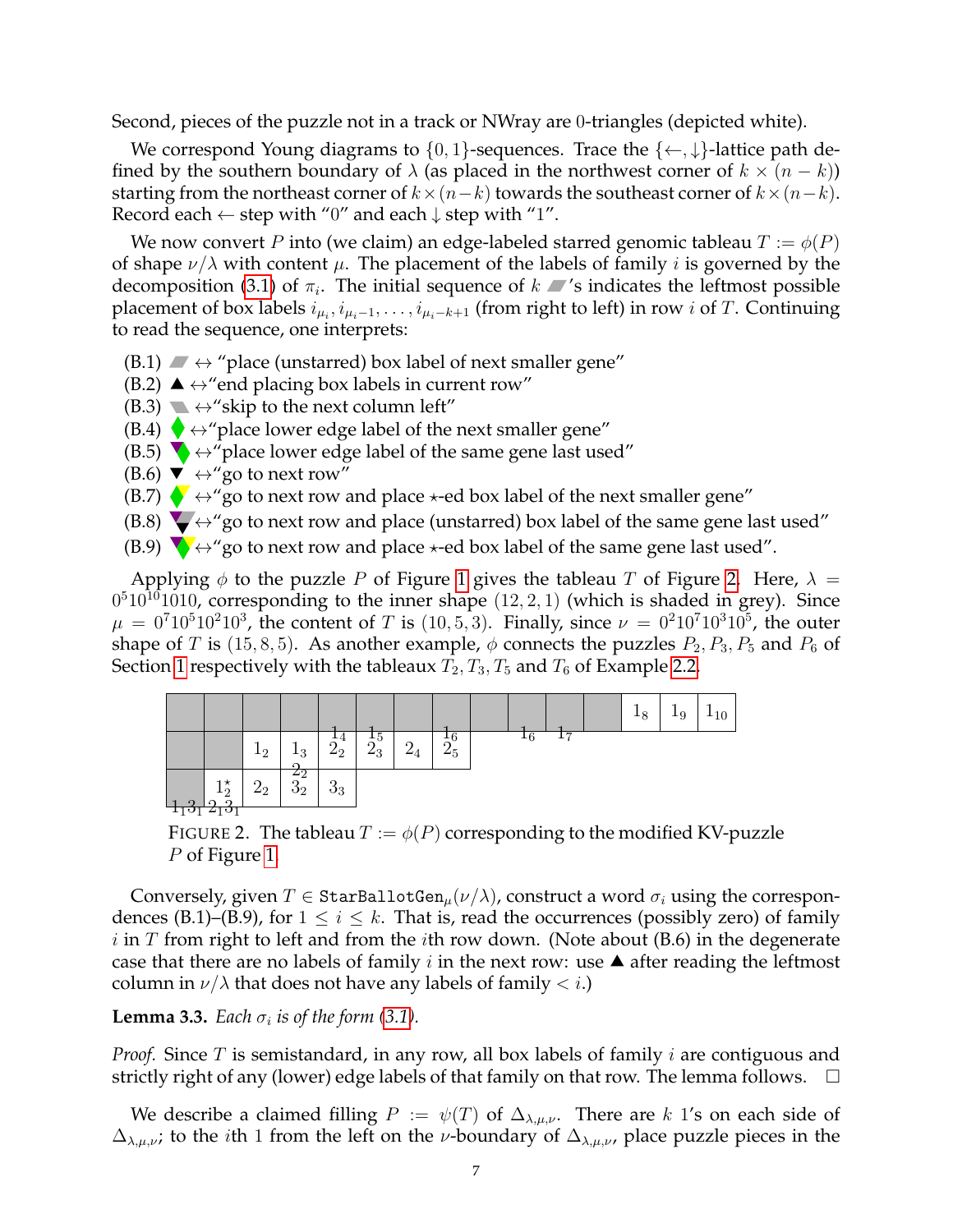Second, pieces of the puzzle not in a track or NWray are 0-triangles (depicted white).

We correspond Young diagrams to $\{0,1\}$-sequences. Trace the $\{\leftarrow,\downarrow\}$-lattice path defined by the southern boundary of $\lambda$ (as placed in the northwest corner of $k \times (n-k)$) starting from the northeast corner of $k\times(n-k)$ towards the southeast corner of $k\times(n-k)$. Record each $\leftarrow$ step with "0" and each $\downarrow$ step with "1".

We now convert $P$ into (we claim) an edge-labeled starred genomic tableau $T := \phi(P)$ of shape $\nu/\lambda$ with content $\mu$. The placement of the labels of family $i$ is governed by the decomposition (3.1) of $\pi_i$. The initial sequence of $k$ ▰'s indicates the leftmost possible placement of box labels $i_{\mu_i}, i_{\mu_i-1}, \ldots, i_{\mu_i-k+1}$ (from right to left) in row $i$ of $T$. Continuing to read the sequence, one interprets:

(B.1) ▰ $\leftrightarrow$ "place (unstarred) box label of next smaller gene"
(B.2) ▲ $\leftrightarrow$"end placing box labels in current row"
(B.3) ◣ $\leftrightarrow$"skip to the next column left"
(B.4) ◆ $\leftrightarrow$"place lower edge label of the next smaller gene"
(B.5) ▼◆ $\leftrightarrow$"place lower edge label of the same gene last used"
(B.6) ▼ $\leftrightarrow$"go to next row"
(B.7) ◆▼ $\leftrightarrow$"go to next row and place $\star$-ed box label of the next smaller gene"
(B.8) ▼▼ $\leftrightarrow$"go to next row and place (unstarred) box label of the same gene last used"
(B.9) ▼◆▼ $\leftrightarrow$"go to next row and place $\star$-ed box label of the same gene last used".

Applying $\phi$ to the puzzle $P$ of Figure 1 gives the tableau $T$ of Figure 2. Here, $\lambda = 0^5 10^{10}1010$, corresponding to the inner shape $(12,2,1)$ (which is shaded in grey). Since $\mu = 0^7 10^5 10^2 10^3$, the content of $T$ is $(10,5,3)$. Finally, since $\nu = 0^2 10^7 10^3 10^5$, the outer shape of $T$ is $(15,8,5)$. As another example, $\phi$ connects the puzzles $P_2, P_3, P_5$ and $P_6$ of Section 1 respectively with the tableaux $T_2, T_3, T_5$ and $T_6$ of Example 2.2.

| | | | | | | | | | | | | | | |
|---|---|---|---|---|---|---|---|---|---|---|---|---|---|---|
| ▒ | ▒ | ▒ | ▒ | ▒ | ▒ | ▒ | ▒ | ▒ | ▒ (lower edge $1_6$) | ▒ (lower edge $1_7$) | ▒ | $1_8$ | $1_9$ | $1_{10}$ |
| ▒ | ▒ | $1_2$ | $1_3$ (lower edge $2_2$) | $2_2$ (upper edge $1_4$) | $2_3$ (upper edge $1_5$) | $2_4$ | $2_5$ (upper edge $1_6$) | | | | | | | |
| ▒ (lower edge $1_1 3_1$) | $1_2^\star$ (lower edge $2_1 3_1$) | $2_2$ | $3_2$ (upper edge $2_2$) | $3_3$ | | | | | | | | | | |

FIGURE 2. The tableau $T := \phi(P)$ corresponding to the modified KV-puzzle $P$ of Figure 1.

Conversely, given $T \in \texttt{StarBallotGen}_\mu(\nu/\lambda)$, construct a word $\sigma_i$ using the correspondences (B.1)–(B.9), for $1 \le i \le k$. That is, read the occurrences (possibly zero) of family $i$ in $T$ from right to left and from the $i$th row down. (Note about (B.6) in the degenerate case that there are no labels of family $i$ in the next row: use ▲ after reading the leftmost column in $\nu/\lambda$ that does not have any labels of family $< i$.)

**Lemma 3.3.** *Each $\sigma_i$ is of the form (3.1).*

*Proof.* Since $T$ is semistandard, in any row, all box labels of family $i$ are contiguous and strictly right of any (lower) edge labels of that family on that row. The lemma follows. $\square$

We describe a claimed filling $P := \psi(T)$ of $\Delta_{\lambda,\mu,\nu}$. There are $k$ 1's on each side of $\Delta_{\lambda,\mu,\nu}$; to the $i$th 1 from the left on the $\nu$-boundary of $\Delta_{\lambda,\mu,\nu}$, place puzzle pieces in the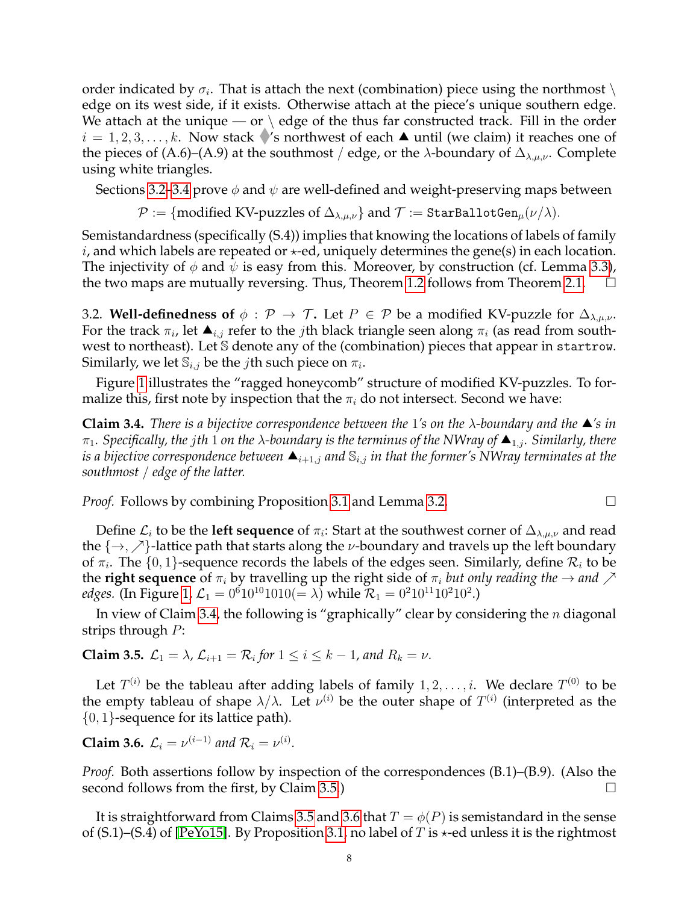order indicated by $\sigma_i$. That is attach the next (combination) piece using the northmost $\backslash$ edge on its west side, if it exists. Otherwise attach at the piece's unique southern edge. We attach at the unique — or $\backslash$ edge of the thus far constructed track. Fill in the order $i = 1, 2, 3, \ldots, k$. Now stack ♦'s northwest of each ▲ until (we claim) it reaches one of the pieces of (A.6)–(A.9) at the southmost / edge, or the $\lambda$-boundary of $\Delta_{\lambda,\mu,\nu}$. Complete using white triangles.

Sections 3.2–3.4 prove $\phi$ and $\psi$ are well-defined and weight-preserving maps between

$$\mathcal{P} := \{\text{modified KV-puzzles of } \Delta_{\lambda,\mu,\nu}\} \text{ and } \mathcal{T} := \texttt{StarBallotGen}_\mu(\nu/\lambda).$$

Semistandardness (specifically (S.4)) implies that knowing the locations of labels of family $i$, and which labels are repeated or $\star$-ed, uniquely determines the gene(s) in each location. The injectivity of $\phi$ and $\psi$ is easy from this. Moreover, by construction (cf. Lemma 3.3), the two maps are mutually reversing. Thus, Theorem 1.2 follows from Theorem 2.1. □

3.2. **Well-definedness of $\phi : \mathcal{P} \to \mathcal{T}$.** Let $P \in \mathcal{P}$ be a modified KV-puzzle for $\Delta_{\lambda,\mu,\nu}$. For the track $\pi_i$, let $▲_{i,j}$ refer to the $j$th black triangle seen along $\pi_i$ (as read from southwest to northeast). Let $\mathbb{S}$ denote any of the (combination) pieces that appear in `startrow`. Similarly, we let $\mathbb{S}_{i,j}$ be the $j$th such piece on $\pi_i$.

Figure 1 illustrates the "ragged honeycomb" structure of modified KV-puzzles. To formalize this, first note by inspection that the $\pi_i$ do not intersect. Second we have:

**Claim 3.4.** *There is a bijective correspondence between the 1's on the $\lambda$-boundary and the ▲'s in $\pi_1$. Specifically, the $j$th 1 on the $\lambda$-boundary is the terminus of the NWray of $▲_{1,j}$. Similarly, there is a bijective correspondence between $▲_{i+1,j}$ and $\mathbb{S}_{i,j}$ in that the former's NWray terminates at the southmost / edge of the latter.*

*Proof.* Follows by combining Proposition 3.1 and Lemma 3.2. □

Define $\mathcal{L}_i$ to be the **left sequence** of $\pi_i$: Start at the southwest corner of $\Delta_{\lambda,\mu,\nu}$ and read the $\{\to, \nearrow\}$-lattice path that starts along the $\nu$-boundary and travels up the left boundary of $\pi_i$. The $\{0,1\}$-sequence records the labels of the edges seen. Similarly, define $\mathcal{R}_i$ to be the **right sequence** of $\pi_i$ by travelling up the right side of $\pi_i$ *but only reading the $\to$ and $\nearrow$ edges.* (In Figure 1, $\mathcal{L}_1 = 0^6 10^{10}1010 (= \lambda)$ while $\mathcal{R}_1 = 0^2 10^{11} 10^2 10^2$.)

In view of Claim 3.4, the following is "graphically" clear by considering the $n$ diagonal strips through $P$:

**Claim 3.5.** $\mathcal{L}_1 = \lambda$, $\mathcal{L}_{i+1} = \mathcal{R}_i$ *for* $1 \leq i \leq k-1$, *and* $R_k = \nu$.

Let $T^{(i)}$ be the tableau after adding labels of family $1, 2, \ldots, i$. We declare $T^{(0)}$ to be the empty tableau of shape $\lambda/\lambda$. Let $\nu^{(i)}$ be the outer shape of $T^{(i)}$ (interpreted as the $\{0,1\}$-sequence for its lattice path).

**Claim 3.6.** $\mathcal{L}_i = \nu^{(i-1)}$ *and* $\mathcal{R}_i = \nu^{(i)}$.

*Proof.* Both assertions follow by inspection of the correspondences (B.1)–(B.9). (Also the second follows from the first, by Claim 3.5.) □

It is straightforward from Claims 3.5 and 3.6 that $T = \phi(P)$ is semistandard in the sense of (S.1)–(S.4) of [PeYo15]. By Proposition 3.1, no label of $T$ is $\star$-ed unless it is the rightmost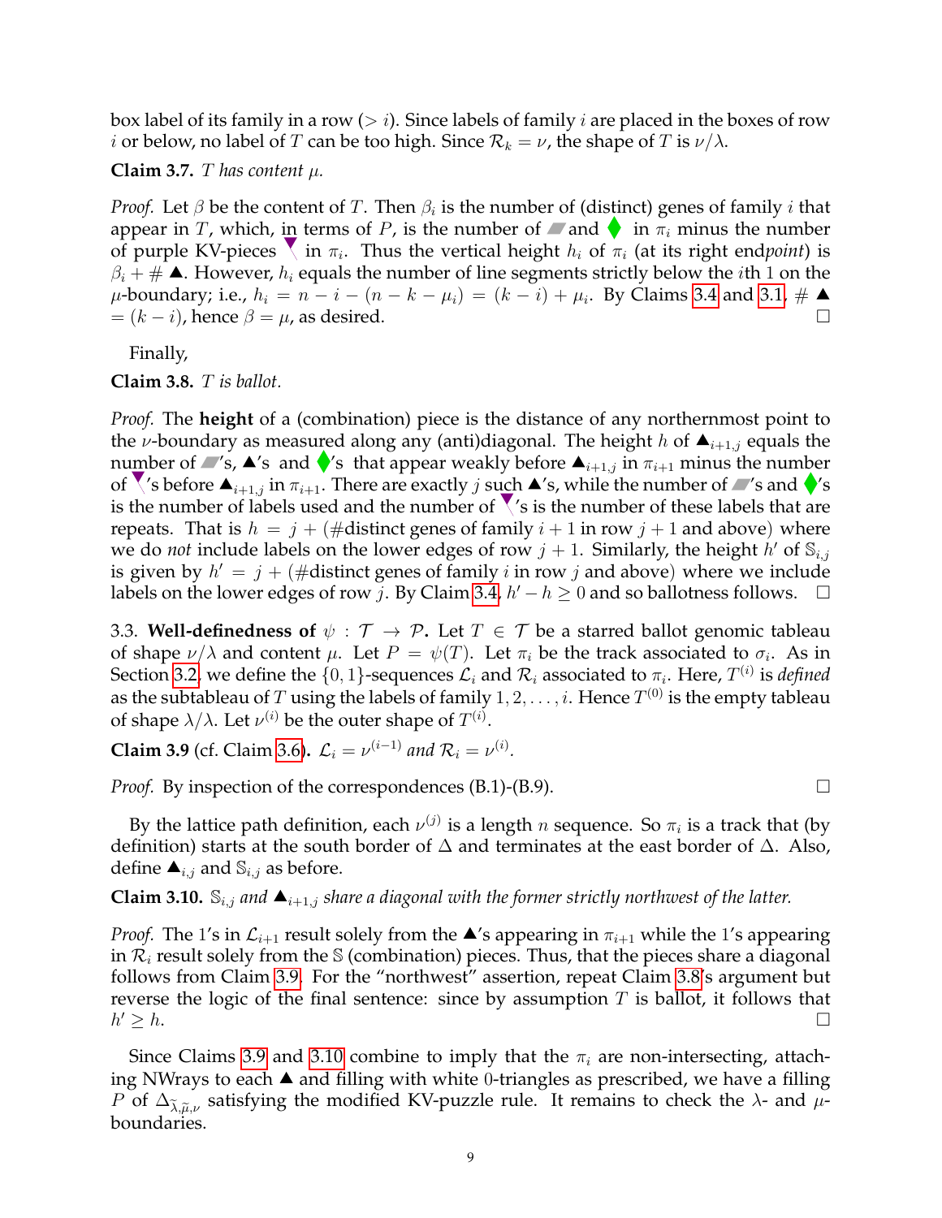box label of its family in a row ($> i$). Since labels of family $i$ are placed in the boxes of row $i$ or below, no label of $T$ can be too high. Since $\mathcal{R}_k = \nu$, the shape of $T$ is $\nu/\lambda$.

**Claim 3.7.** *$T$ has content $\mu$.*

*Proof.* Let $\beta$ be the content of $T$. Then $\beta_i$ is the number of (distinct) genes of family $i$ that appear in $T$, which, in terms of $P$, is the number of ▰ and ⧫ in $\pi_i$ minus the number of purple KV-pieces ▾ in $\pi_i$. Thus the vertical height $h_i$ of $\pi_i$ (at its right end*point*) is $\beta_i + \#$ ▲. However, $h_i$ equals the number of line segments strictly below the $i$th 1 on the $\mu$-boundary; i.e., $h_i = n - i - (n - k - \mu_i) = (k - i) + \mu_i$. By Claims 3.4 and 3.1, # ▲ $= (k - i)$, hence $\beta = \mu$, as desired. □

Finally,

**Claim 3.8.** *$T$ is ballot.*

*Proof.* The **height** of a (combination) piece is the distance of any northernmost point to the $\nu$-boundary as measured along any (anti)diagonal. The height $h$ of ▲$_{i+1,j}$ equals the number of ▰'s, ▲'s and ⧫'s that appear weakly before ▲$_{i+1,j}$ in $\pi_{i+1}$ minus the number of ▾'s before ▲$_{i+1,j}$ in $\pi_{i+1}$. There are exactly $j$ such ▲'s, while the number of ▰'s and ⧫'s is the number of labels used and the number of ▾'s is the number of these labels that are repeats. That is $h = j +$ (#distinct genes of family $i + 1$ in row $j + 1$ and above) where we do *not* include labels on the lower edges of row $j + 1$. Similarly, the height $h'$ of $\mathbb{S}_{i,j}$ is given by $h' = j +$ (#distinct genes of family $i$ in row $j$ and above) where we include labels on the lower edges of row $j$. By Claim 3.4, $h' - h \geq 0$ and so ballotness follows. □

## 3.3. Well-definedness of $\psi : \mathcal{T} \to \mathcal{P}$.

Let $T \in \mathcal{T}$ be a starred ballot genomic tableau of shape $\nu/\lambda$ and content $\mu$. Let $P = \psi(T)$. Let $\pi_i$ be the track associated to $\sigma_i$. As in Section 3.2, we define the $\{0, 1\}$-sequences $\mathcal{L}_i$ and $\mathcal{R}_i$ associated to $\pi_i$. Here, $T^{(i)}$ is *defined* as the subtableau of $T$ using the labels of family $1, 2, \ldots, i$. Hence $T^{(0)}$ is the empty tableau of shape $\lambda/\lambda$. Let $\nu^{(i)}$ be the outer shape of $T^{(i)}$.

**Claim 3.9** (cf. Claim 3.6)**.** *$\mathcal{L}_i = \nu^{(i-1)}$ and $\mathcal{R}_i = \nu^{(i)}$.*

*Proof.* By inspection of the correspondences (B.1)-(B.9). □

By the lattice path definition, each $\nu^{(j)}$ is a length $n$ sequence. So $\pi_i$ is a track that (by definition) starts at the south border of $\Delta$ and terminates at the east border of $\Delta$. Also, define ▲$_{i,j}$ and $\mathbb{S}_{i,j}$ as before.

**Claim 3.10.** *$\mathbb{S}_{i,j}$ and ▲$_{i+1,j}$ share a diagonal with the former strictly northwest of the latter.*

*Proof.* The 1's in $\mathcal{L}_{i+1}$ result solely from the ▲'s appearing in $\pi_{i+1}$ while the 1's appearing in $\mathcal{R}_i$ result solely from the $\mathbb{S}$ (combination) pieces. Thus, that the pieces share a diagonal follows from Claim 3.9. For the "northwest" assertion, repeat Claim 3.8's argument but reverse the logic of the final sentence: since by assumption $T$ is ballot, it follows that $h' \geq h$. □

Since Claims 3.9 and 3.10 combine to imply that the $\pi_i$ are non-intersecting, attaching NWrays to each ▲ and filling with white 0-triangles as prescribed, we have a filling $P$ of $\Delta_{\widetilde{\lambda},\widetilde{\mu},\nu}$ satisfying the modified KV-puzzle rule. It remains to check the $\lambda$- and $\mu$-boundaries.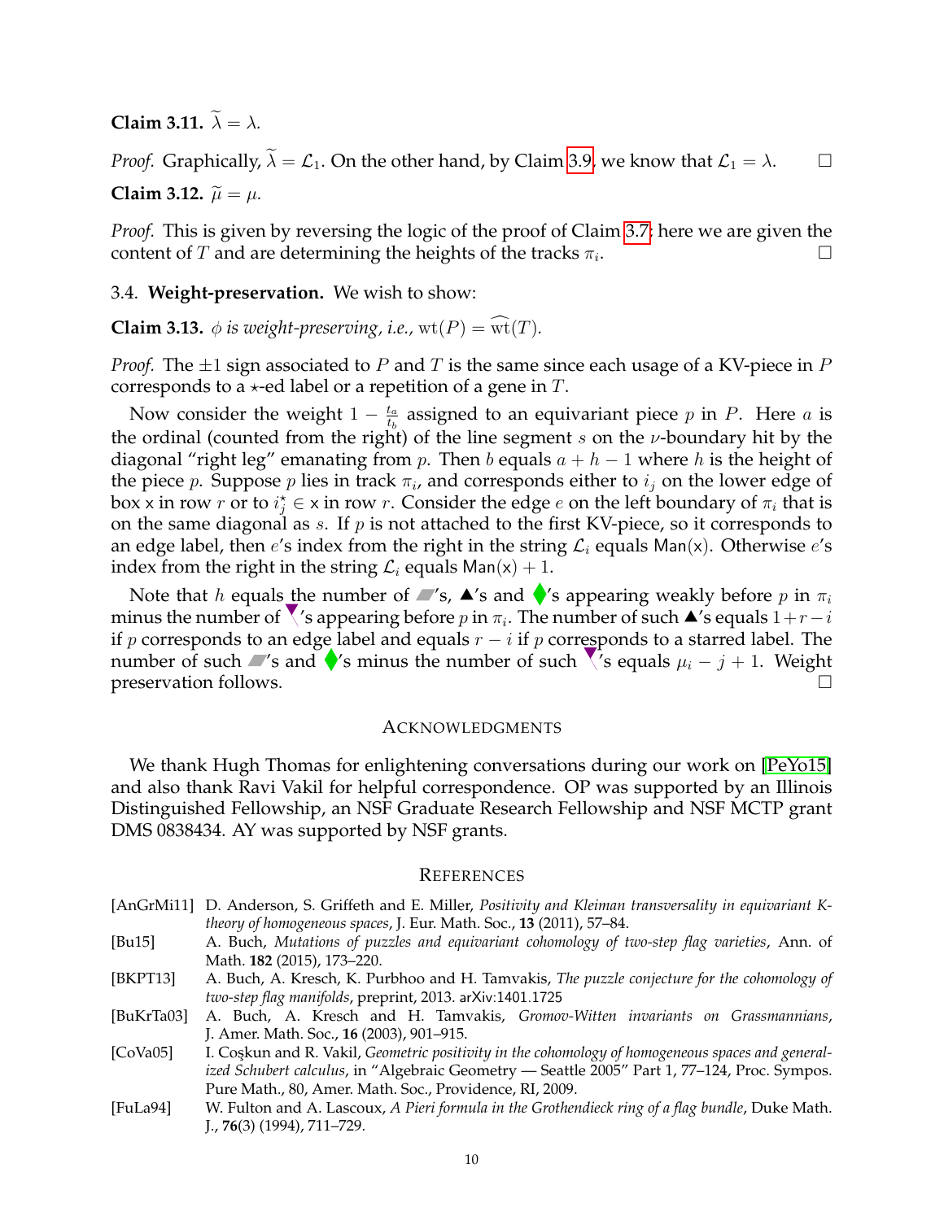**Claim 3.11.** $\widetilde{\lambda} = \lambda$.

*Proof.* Graphically, $\widetilde{\lambda} = \mathcal{L}_1$. On the other hand, by Claim 3.9, we know that $\mathcal{L}_1 = \lambda$. □

**Claim 3.12.** $\widetilde{\mu} = \mu$.

*Proof.* This is given by reversing the logic of the proof of Claim 3.7; here we are given the content of $T$ and are determining the heights of the tracks $\pi_i$. □

3.4. **Weight-preservation.** We wish to show:

**Claim 3.13.** *$\phi$ is weight-preserving, i.e.,* $\mathrm{wt}(P) = \widehat{\mathrm{wt}}(T)$.

*Proof.* The $\pm 1$ sign associated to $P$ and $T$ is the same since each usage of a KV-piece in $P$ corresponds to a $\star$-ed label or a repetition of a gene in $T$.

Now consider the weight $1 - \frac{t_a}{t_b}$ assigned to an equivariant piece $p$ in $P$. Here $a$ is the ordinal (counted from the right) of the line segment $s$ on the $\nu$-boundary hit by the diagonal "right leg" emanating from $p$. Then $b$ equals $a + h - 1$ where $h$ is the height of the piece $p$. Suppose $p$ lies in track $\pi_i$, and corresponds either to $i_j$ on the lower edge of box $\mathsf{x}$ in row $r$ or to $i_j^\star \in \mathsf{x}$ in row $r$. Consider the edge $e$ on the left boundary of $\pi_i$ that is on the same diagonal as $s$. If $p$ is not attached to the first KV-piece, so it corresponds to an edge label, then $e$'s index from the right in the string $\mathcal{L}_i$ equals $\mathsf{Man}(\mathsf{x})$. Otherwise $e$'s index from the right in the string $\mathcal{L}_i$ equals $\mathsf{Man}(\mathsf{x}) + 1$.

Note that $h$ equals the number of ▰'s, ▲'s and ♦'s appearing weakly before $p$ in $\pi_i$ minus the number of ▼'s appearing before $p$ in $\pi_i$. The number of such ▲'s equals $1 + r - i$ if $p$ corresponds to an edge label and equals $r - i$ if $p$ corresponds to a starred label. The number of such ▰'s and ♦'s minus the number of such ▼'s equals $\mu_i - j + 1$. Weight preservation follows. □

## Acknowledgments

We thank Hugh Thomas for enlightening conversations during our work on [PeYo15] and also thank Ravi Vakil for helpful correspondence. OP was supported by an Illinois Distinguished Fellowship, an NSF Graduate Research Fellowship and NSF MCTP grant DMS 0838434. AY was supported by NSF grants.

## References

[AnGrMi11] D. Anderson, S. Griffeth and E. Miller, *Positivity and Kleiman transversality in equivariant K-theory of homogeneous spaces*, J. Eur. Math. Soc., **13** (2011), 57–84.

[Bu15] A. Buch, *Mutations of puzzles and equivariant cohomology of two-step flag varieties*, Ann. of Math. **182** (2015), 173–220.

[BKPT13] A. Buch, A. Kresch, K. Purbhoo and H. Tamvakis, *The puzzle conjecture for the cohomology of two-step flag manifolds*, preprint, 2013. arXiv:1401.1725

[BuKrTa03] A. Buch, A. Kresch and H. Tamvakis, *Gromov-Witten invariants on Grassmannians*, J. Amer. Math. Soc., **16** (2003), 901–915.

[CoVa05] I. Coşkun and R. Vakil, *Geometric positivity in the cohomology of homogeneous spaces and generalized Schubert calculus*, in "Algebraic Geometry — Seattle 2005" Part 1, 77–124, Proc. Sympos. Pure Math., 80, Amer. Math. Soc., Providence, RI, 2009.

[FuLa94] W. Fulton and A. Lascoux, *A Pieri formula in the Grothendieck ring of a flag bundle*, Duke Math. J., **76**(3) (1994), 711–729.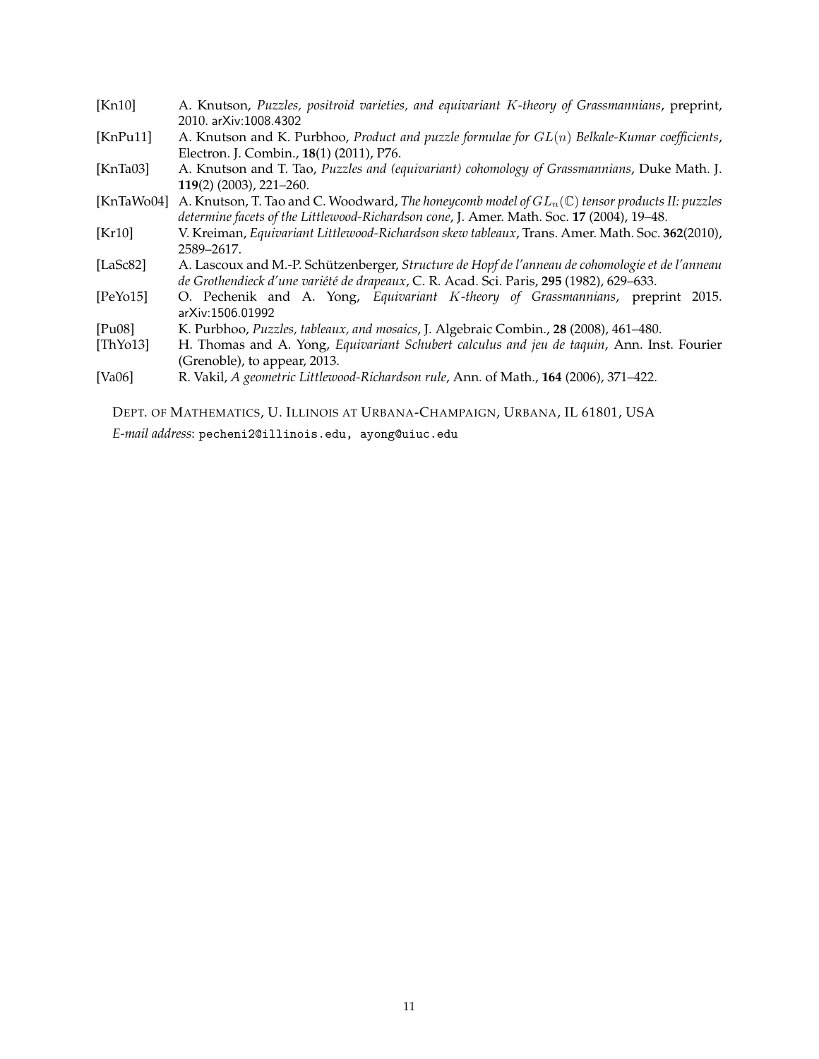[Kn10] A. Knutson, *Puzzles, positroid varieties, and equivariant $K$-theory of Grassmannians*, preprint, 2010. arXiv:1008.4302

[KnPu11] A. Knutson and K. Purbhoo, *Product and puzzle formulae for $GL(n)$ Belkale-Kumar coefficients*, Electron. J. Combin., **18**(1) (2011), P76.

[KnTa03] A. Knutson and T. Tao, *Puzzles and (equivariant) cohomology of Grassmannians*, Duke Math. J. **119**(2) (2003), 221–260.

[KnTaWo04] A. Knutson, T. Tao and C. Woodward, *The honeycomb model of $GL_n(\mathbb{C})$ tensor products II: puzzles determine facets of the Littlewood-Richardson cone*, J. Amer. Math. Soc. **17** (2004), 19–48.

[Kr10] V. Kreiman, *Equivariant Littlewood-Richardson skew tableaux*, Trans. Amer. Math. Soc. **362**(2010), 2589–2617.

[LaSc82] A. Lascoux and M.-P. Schützenberger, *Structure de Hopf de l'anneau de cohomologie et de l'anneau de Grothendieck d'une variété de drapeaux*, C. R. Acad. Sci. Paris, **295** (1982), 629–633.

[PeYo15] O. Pechenik and A. Yong, *Equivariant $K$-theory of Grassmannians*, preprint 2015. arXiv:1506.01992

[Pu08] K. Purbhoo, *Puzzles, tableaux, and mosaics*, J. Algebraic Combin., **28** (2008), 461–480.

[ThYo13] H. Thomas and A. Yong, *Equivariant Schubert calculus and jeu de taquin*, Ann. Inst. Fourier (Grenoble), to appear, 2013.

[Va06] R. Vakil, *A geometric Littlewood-Richardson rule*, Ann. of Math., **164** (2006), 371–422.

DEPT. OF MATHEMATICS, U. ILLINOIS AT URBANA-CHAMPAIGN, URBANA, IL 61801, USA

*E-mail address*: pecheni2@illinois.edu, ayong@uiuc.edu